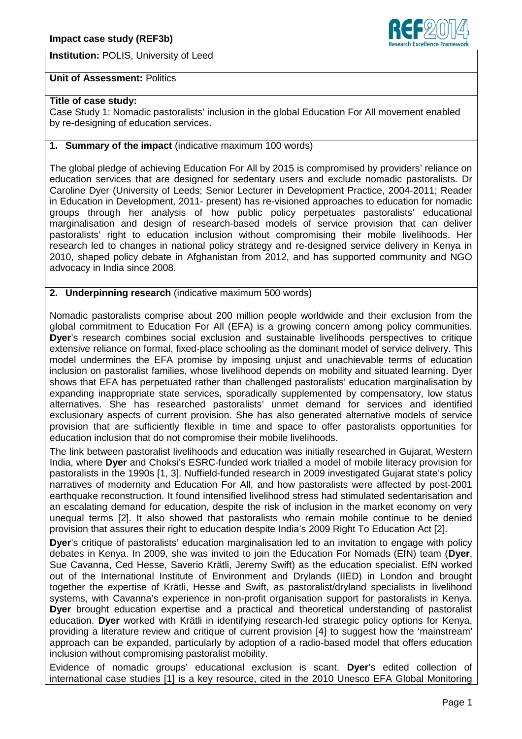**Institution:** POLIS, University of Leed

**Unit of Assessment:** Politics

**Title of case study:**
Case Study 1: Nomadic pastoralists' inclusion in the global Education For All movement enabled by re-designing of education services.

## 1. Summary of the impact (indicative maximum 100 words)

The global pledge of achieving Education For All by 2015 is compromised by providers' reliance on education services that are designed for sedentary users and exclude nomadic pastoralists. Dr Caroline Dyer (University of Leeds; Senior Lecturer in Development Practice, 2004-2011; Reader in Education in Development, 2011- present) has re-visioned approaches to education for nomadic groups through her analysis of how public policy perpetuates pastoralists' educational marginalisation and design of research-based models of service provision that can deliver pastoralists' right to education inclusion without compromising their mobile livelihoods. Her research led to changes in national policy strategy and re-designed service delivery in Kenya in 2010, shaped policy debate in Afghanistan from 2012, and has supported community and NGO advocacy in India since 2008.

## 2. Underpinning research (indicative maximum 500 words)

Nomadic pastoralists comprise about 200 million people worldwide and their exclusion from the global commitment to Education For All (EFA) is a growing concern among policy communities. **Dyer**'s research combines social exclusion and sustainable livelihoods perspectives to critique extensive reliance on formal, fixed-place schooling as the dominant model of service delivery. This model undermines the EFA promise by imposing unjust and unachievable terms of education inclusion on pastoralist families, whose livelihood depends on mobility and situated learning. Dyer shows that EFA has perpetuated rather than challenged pastoralists' education marginalisation by expanding inappropriate state services, sporadically supplemented by compensatory, low status alternatives. She has researched pastoralists' unmet demand for services and identified exclusionary aspects of current provision. She has also generated alternative models of service provision that are sufficiently flexible in time and space to offer pastoralists opportunities for education inclusion that do not compromise their mobile livelihoods.

The link between pastoralist livelihoods and education was initially researched in Gujarat, Western India, where **Dyer** and Choksi's ESRC-funded work trialled a model of mobile literacy provision for pastoralists in the 1990s [1, 3]. Nuffield-funded research in 2009 investigated Gujarat state's policy narratives of modernity and Education For All, and how pastoralists were affected by post-2001 earthquake reconstruction. It found intensified livelihood stress had stimulated sedentarisation and an escalating demand for education, despite the risk of inclusion in the market economy on very unequal terms [2]. It also showed that pastoralists who remain mobile continue to be denied provision that assures their right to education despite India's 2009 Right To Education Act [2].

**Dyer**'s critique of pastoralists' education marginalisation led to an invitation to engage with policy debates in Kenya. In 2009, she was invited to join the Education For Nomads (EfN) team (**Dyer**, Sue Cavanna, Ced Hesse, Saverio Krätli, Jeremy Swift) as the education specialist. EfN worked out of the International Institute of Environment and Drylands (IIED) in London and brought together the expertise of Krätli, Hesse and Swift, as pastoralist/dryland specialists in livelihood systems, with Cavanna's experience in non-profit organisation support for pastoralists in Kenya. **Dyer** brought education expertise and a practical and theoretical understanding of pastoralist education. **Dyer** worked with Krätli in identifying research-led strategic policy options for Kenya, providing a literature review and critique of current provision [4] to suggest how the 'mainstream' approach can be expanded, particularly by adoption of a radio-based model that offers education inclusion without compromising pastoralist mobility.

Evidence of nomadic groups' educational exclusion is scant. **Dyer**'s edited collection of international case studies [1] is a key resource, cited in the 2010 Unesco EFA Global Monitoring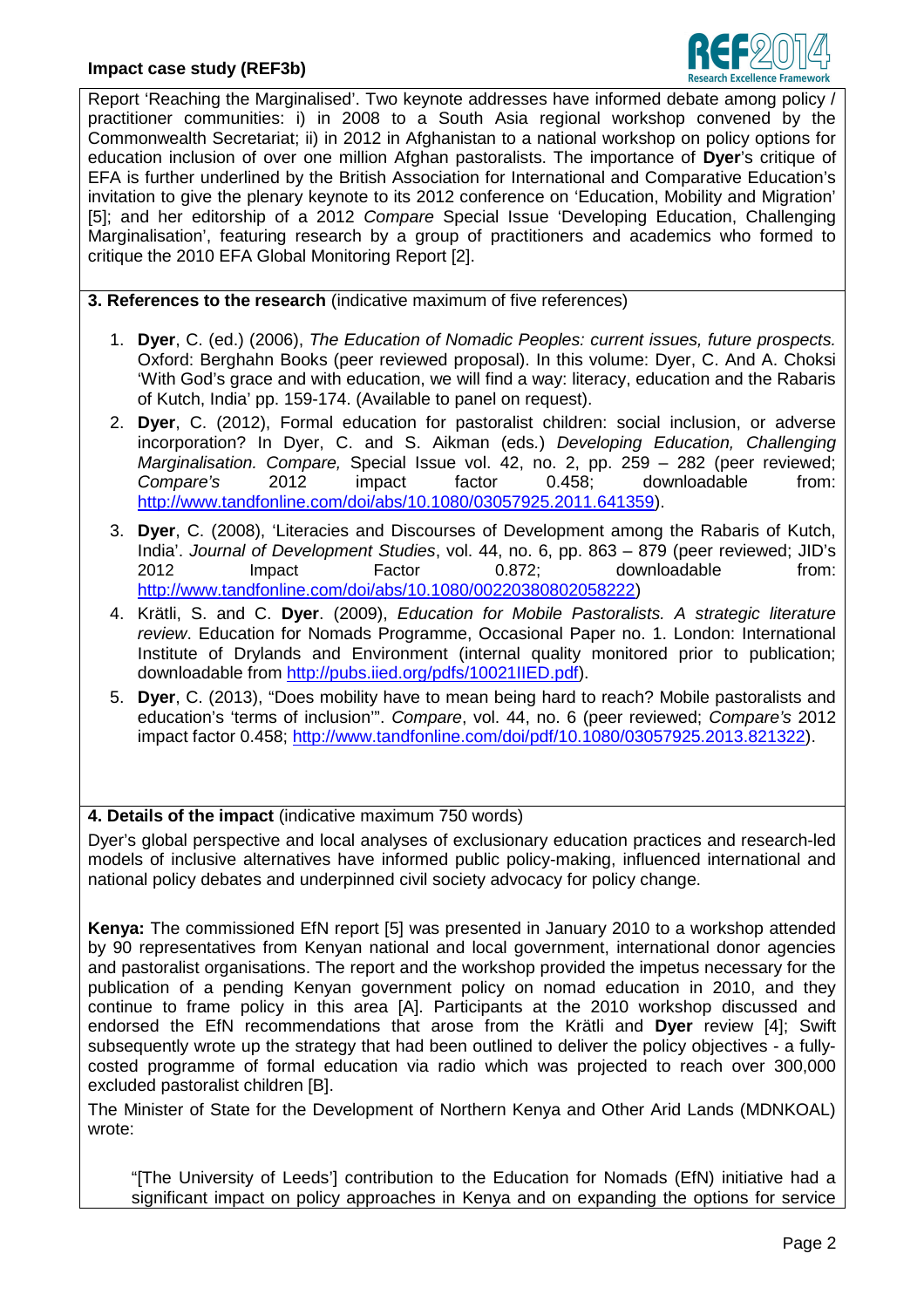Report 'Reaching the Marginalised'. Two keynote addresses have informed debate among policy / practitioner communities: i) in 2008 to a South Asia regional workshop convened by the Commonwealth Secretariat; ii) in 2012 in Afghanistan to a national workshop on policy options for education inclusion of over one million Afghan pastoralists. The importance of **Dyer**'s critique of EFA is further underlined by the British Association for International and Comparative Education's invitation to give the plenary keynote to its 2012 conference on 'Education, Mobility and Migration' [5]; and her editorship of a 2012 *Compare* Special Issue 'Developing Education, Challenging Marginalisation', featuring research by a group of practitioners and academics who formed to critique the 2010 EFA Global Monitoring Report [2].

## 3. References to the research (indicative maximum of five references)

1. **Dyer**, C. (ed.) (2006), *The Education of Nomadic Peoples: current issues, future prospects.* Oxford: Berghahn Books (peer reviewed proposal). In this volume: Dyer, C. And A. Choksi 'With God's grace and with education, we will find a way: literacy, education and the Rabaris of Kutch, India' pp. 159-174. (Available to panel on request).
2. **Dyer**, C. (2012), Formal education for pastoralist children: social inclusion, or adverse incorporation? In Dyer, C. and S. Aikman (eds.) *Developing Education, Challenging Marginalisation. Compare,* Special Issue vol. 42, no. 2, pp. 259 – 282 (peer reviewed; *Compare's* 2012 impact factor 0.458; downloadable from: http://www.tandfonline.com/doi/abs/10.1080/03057925.2011.641359).
3. **Dyer**, C. (2008), 'Literacies and Discourses of Development among the Rabaris of Kutch, India'. *Journal of Development Studies*, vol. 44, no. 6, pp. 863 – 879 (peer reviewed; JID's 2012 Impact Factor 0.872; downloadable from: http://www.tandfonline.com/doi/abs/10.1080/00220380802058222)
4. Krätli, S. and C. **Dyer**. (2009), *Education for Mobile Pastoralists. A strategic literature review*. Education for Nomads Programme, Occasional Paper no. 1. London: International Institute of Drylands and Environment (internal quality monitored prior to publication; downloadable from http://pubs.iied.org/pdfs/10021IIED.pdf).
5. **Dyer**, C. (2013), "Does mobility have to mean being hard to reach? Mobile pastoralists and education's 'terms of inclusion'". *Compare*, vol. 44, no. 6 (peer reviewed; *Compare's* 2012 impact factor 0.458; http://www.tandfonline.com/doi/pdf/10.1080/03057925.2013.821322).

## 4. Details of the impact (indicative maximum 750 words)

Dyer's global perspective and local analyses of exclusionary education practices and research-led models of inclusive alternatives have informed public policy-making, influenced international and national policy debates and underpinned civil society advocacy for policy change.

**Kenya:** The commissioned EfN report [5] was presented in January 2010 to a workshop attended by 90 representatives from Kenyan national and local government, international donor agencies and pastoralist organisations. The report and the workshop provided the impetus necessary for the publication of a pending Kenyan government policy on nomad education in 2010, and they continue to frame policy in this area [A]. Participants at the 2010 workshop discussed and endorsed the EfN recommendations that arose from the Krätli and **Dyer** review [4]; Swift subsequently wrote up the strategy that had been outlined to deliver the policy objectives - a fully-costed programme of formal education via radio which was projected to reach over 300,000 excluded pastoralist children [B].

The Minister of State for the Development of Northern Kenya and Other Arid Lands (MDNKOAL) wrote:

> "[The University of Leeds'] contribution to the Education for Nomads (EfN) initiative had a significant impact on policy approaches in Kenya and on expanding the options for service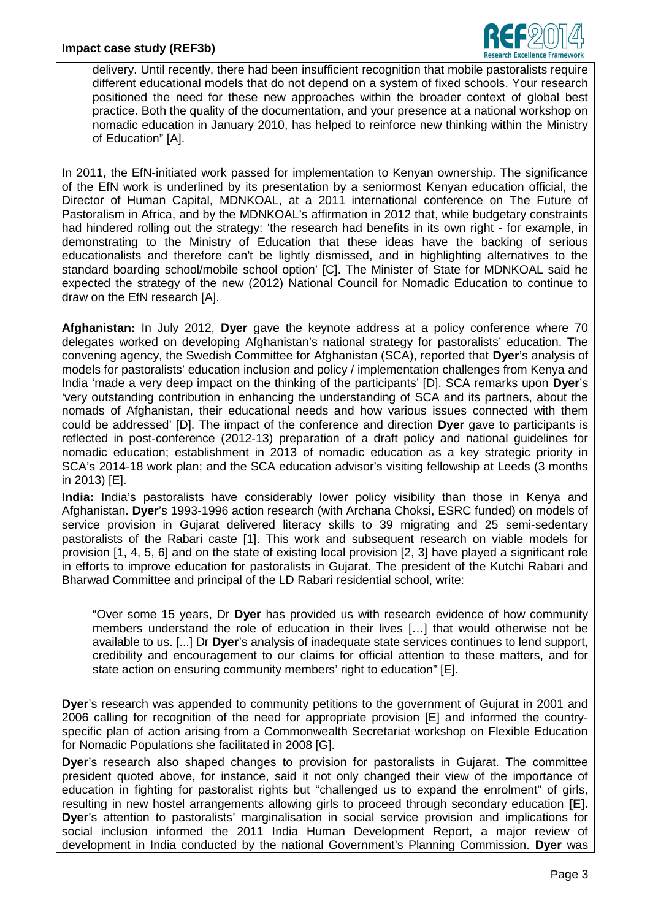delivery. Until recently, there had been insufficient recognition that mobile pastoralists require different educational models that do not depend on a system of fixed schools. Your research positioned the need for these new approaches within the broader context of global best practice. Both the quality of the documentation, and your presence at a national workshop on nomadic education in January 2010, has helped to reinforce new thinking within the Ministry of Education" [A].

In 2011, the EfN-initiated work passed for implementation to Kenyan ownership. The significance of the EfN work is underlined by its presentation by a seniormost Kenyan education official, the Director of Human Capital, MDNKOAL, at a 2011 international conference on The Future of Pastoralism in Africa, and by the MDNKOAL's affirmation in 2012 that, while budgetary constraints had hindered rolling out the strategy: 'the research had benefits in its own right - for example, in demonstrating to the Ministry of Education that these ideas have the backing of serious educationalists and therefore can't be lightly dismissed, and in highlighting alternatives to the standard boarding school/mobile school option' [C]. The Minister of State for MDNKOAL said he expected the strategy of the new (2012) National Council for Nomadic Education to continue to draw on the EfN research [A].

**Afghanistan:** In July 2012, **Dyer** gave the keynote address at a policy conference where 70 delegates worked on developing Afghanistan's national strategy for pastoralists' education. The convening agency, the Swedish Committee for Afghanistan (SCA), reported that **Dyer**'s analysis of models for pastoralists' education inclusion and policy / implementation challenges from Kenya and India 'made a very deep impact on the thinking of the participants' [D]. SCA remarks upon **Dyer**'s 'very outstanding contribution in enhancing the understanding of SCA and its partners, about the nomads of Afghanistan, their educational needs and how various issues connected with them could be addressed' [D]. The impact of the conference and direction **Dyer** gave to participants is reflected in post-conference (2012-13) preparation of a draft policy and national guidelines for nomadic education; establishment in 2013 of nomadic education as a key strategic priority in SCA's 2014-18 work plan; and the SCA education advisor's visiting fellowship at Leeds (3 months in 2013) [E].

**India:** India's pastoralists have considerably lower policy visibility than those in Kenya and Afghanistan. **Dyer**'s 1993-1996 action research (with Archana Choksi, ESRC funded) on models of service provision in Gujarat delivered literacy skills to 39 migrating and 25 semi-sedentary pastoralists of the Rabari caste [1]. This work and subsequent research on viable models for provision [1, 4, 5, 6] and on the state of existing local provision [2, 3] have played a significant role in efforts to improve education for pastoralists in Gujarat. The president of the Kutchi Rabari and Bharwad Committee and principal of the LD Rabari residential school, write:

> "Over some 15 years, Dr **Dyer** has provided us with research evidence of how community members understand the role of education in their lives […] that would otherwise not be available to us. [...] Dr **Dyer**'s analysis of inadequate state services continues to lend support, credibility and encouragement to our claims for official attention to these matters, and for state action on ensuring community members' right to education" [E].

**Dyer**'s research was appended to community petitions to the government of Gujurat in 2001 and 2006 calling for recognition of the need for appropriate provision [E] and informed the country-specific plan of action arising from a Commonwealth Secretariat workshop on Flexible Education for Nomadic Populations she facilitated in 2008 [G].

**Dyer**'s research also shaped changes to provision for pastoralists in Gujarat. The committee president quoted above, for instance, said it not only changed their view of the importance of education in fighting for pastoralist rights but "challenged us to expand the enrolment" of girls, resulting in new hostel arrangements allowing girls to proceed through secondary education **[E].** **Dyer**'s attention to pastoralists' marginalisation in social service provision and implications for social inclusion informed the 2011 India Human Development Report, a major review of development in India conducted by the national Government's Planning Commission. **Dyer** was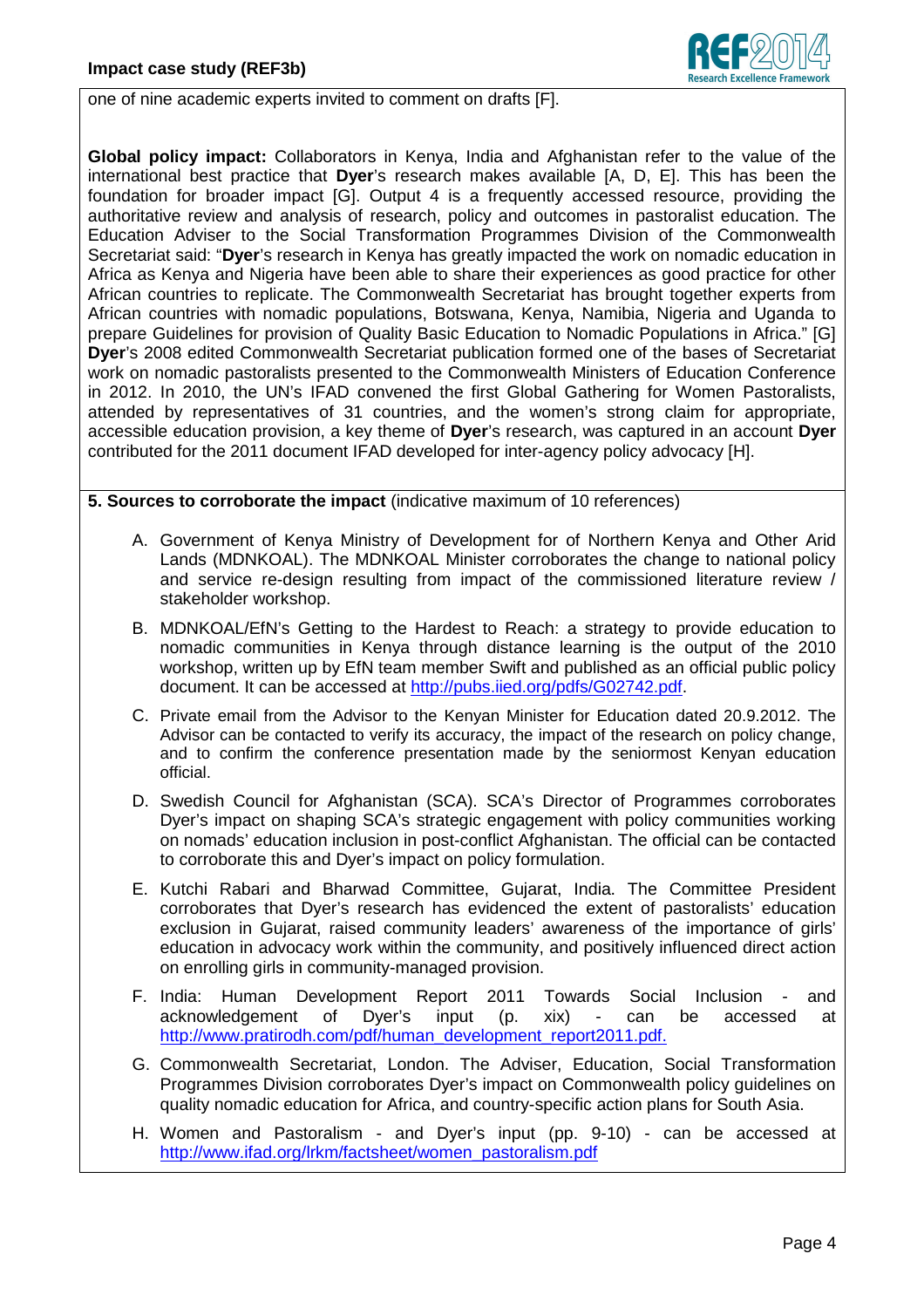one of nine academic experts invited to comment on drafts [F].

**Global policy impact:** Collaborators in Kenya, India and Afghanistan refer to the value of the international best practice that **Dyer**'s research makes available [A, D, E]. This has been the foundation for broader impact [G]. Output 4 is a frequently accessed resource, providing the authoritative review and analysis of research, policy and outcomes in pastoralist education. The Education Adviser to the Social Transformation Programmes Division of the Commonwealth Secretariat said: "**Dyer**'s research in Kenya has greatly impacted the work on nomadic education in Africa as Kenya and Nigeria have been able to share their experiences as good practice for other African countries to replicate. The Commonwealth Secretariat has brought together experts from African countries with nomadic populations, Botswana, Kenya, Namibia, Nigeria and Uganda to prepare Guidelines for provision of Quality Basic Education to Nomadic Populations in Africa." [G] **Dyer**'s 2008 edited Commonwealth Secretariat publication formed one of the bases of Secretariat work on nomadic pastoralists presented to the Commonwealth Ministers of Education Conference in 2012. In 2010, the UN's IFAD convened the first Global Gathering for Women Pastoralists, attended by representatives of 31 countries, and the women's strong claim for appropriate, accessible education provision, a key theme of **Dyer**'s research, was captured in an account **Dyer** contributed for the 2011 document IFAD developed for inter-agency policy advocacy [H].

**5. Sources to corroborate the impact** (indicative maximum of 10 references)

A. Government of Kenya Ministry of Development for of Northern Kenya and Other Arid Lands (MDNKOAL). The MDNKOAL Minister corroborates the change to national policy and service re-design resulting from impact of the commissioned literature review / stakeholder workshop.

B. MDNKOAL/EfN's Getting to the Hardest to Reach: a strategy to provide education to nomadic communities in Kenya through distance learning is the output of the 2010 workshop, written up by EfN team member Swift and published as an official public policy document. It can be accessed at http://pubs.iied.org/pdfs/G02742.pdf.

C. Private email from the Advisor to the Kenyan Minister for Education dated 20.9.2012. The Advisor can be contacted to verify its accuracy, the impact of the research on policy change, and to confirm the conference presentation made by the seniormost Kenyan education official.

D. Swedish Council for Afghanistan (SCA). SCA's Director of Programmes corroborates Dyer's impact on shaping SCA's strategic engagement with policy communities working on nomads' education inclusion in post-conflict Afghanistan. The official can be contacted to corroborate this and Dyer's impact on policy formulation.

E. Kutchi Rabari and Bharwad Committee, Gujarat, India. The Committee President corroborates that Dyer's research has evidenced the extent of pastoralists' education exclusion in Gujarat, raised community leaders' awareness of the importance of girls' education in advocacy work within the community, and positively influenced direct action on enrolling girls in community-managed provision.

F. India: Human Development Report 2011 Towards Social Inclusion - and acknowledgement of Dyer's input (p. xix) - can be accessed at http://www.pratirodh.com/pdf/human_development_report2011.pdf.

G. Commonwealth Secretariat, London. The Adviser, Education, Social Transformation Programmes Division corroborates Dyer's impact on Commonwealth policy guidelines on quality nomadic education for Africa, and country-specific action plans for South Asia.

H. Women and Pastoralism - and Dyer's input (pp. 9-10) - can be accessed at http://www.ifad.org/lrkm/factsheet/women_pastoralism.pdf